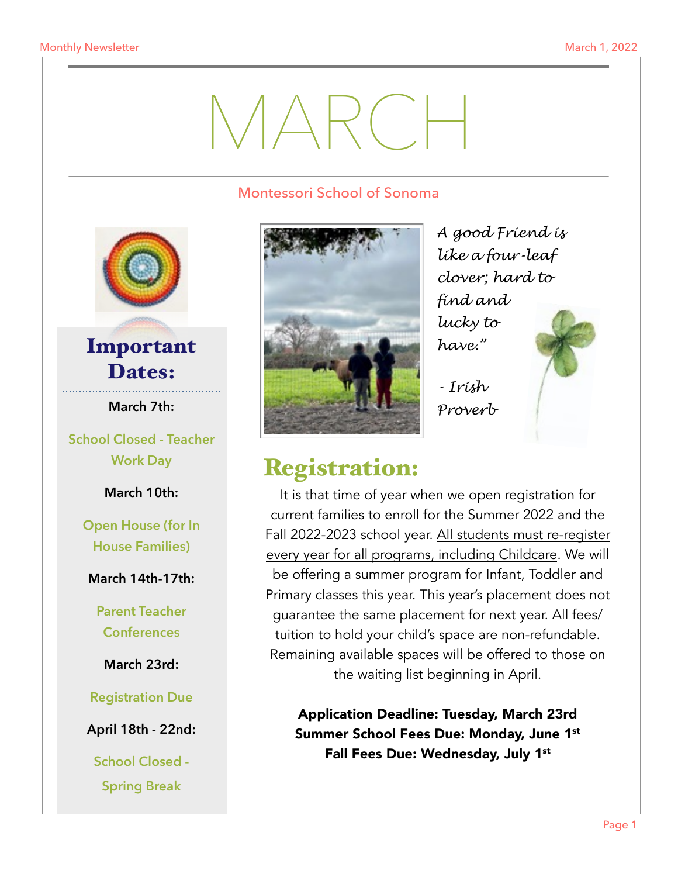# MARCH

Montessori School of Sonoma

## Important Dates:

**March 7th:**

School Closed - Teacher Work Day

**March 10th:**

Open House (for In House Families)

**March 14th-17th:**

Parent Teacher Conferences

**March 23rd:**

Registration Due

**April 18th - 22nd:**

School Closed - Spring Break

*A good Friend is like a four-leaf clover; hard to find and lucky to have."*

*- Irish Proverb*

## Registration:

It is that time of year when we open registration for current families to enroll for the Summer 2022 and the Fall 2022-2023 school year. All students must re-register every year for all programs, including Childcare. We will be offering a summer program for Infant, Toddler and Primary classes this year. This year's placement does not guarantee the same placement for next year. All fees/ tuition to hold your child's space are non-refundable. Remaining available spaces will be offered to those on the waiting list beginning in April.

**Application Deadline: Tuesday, March 23rd**
**Summer School Fees Due: Monday, June 1st**
**Fall Fees Due: Wednesday, July 1st**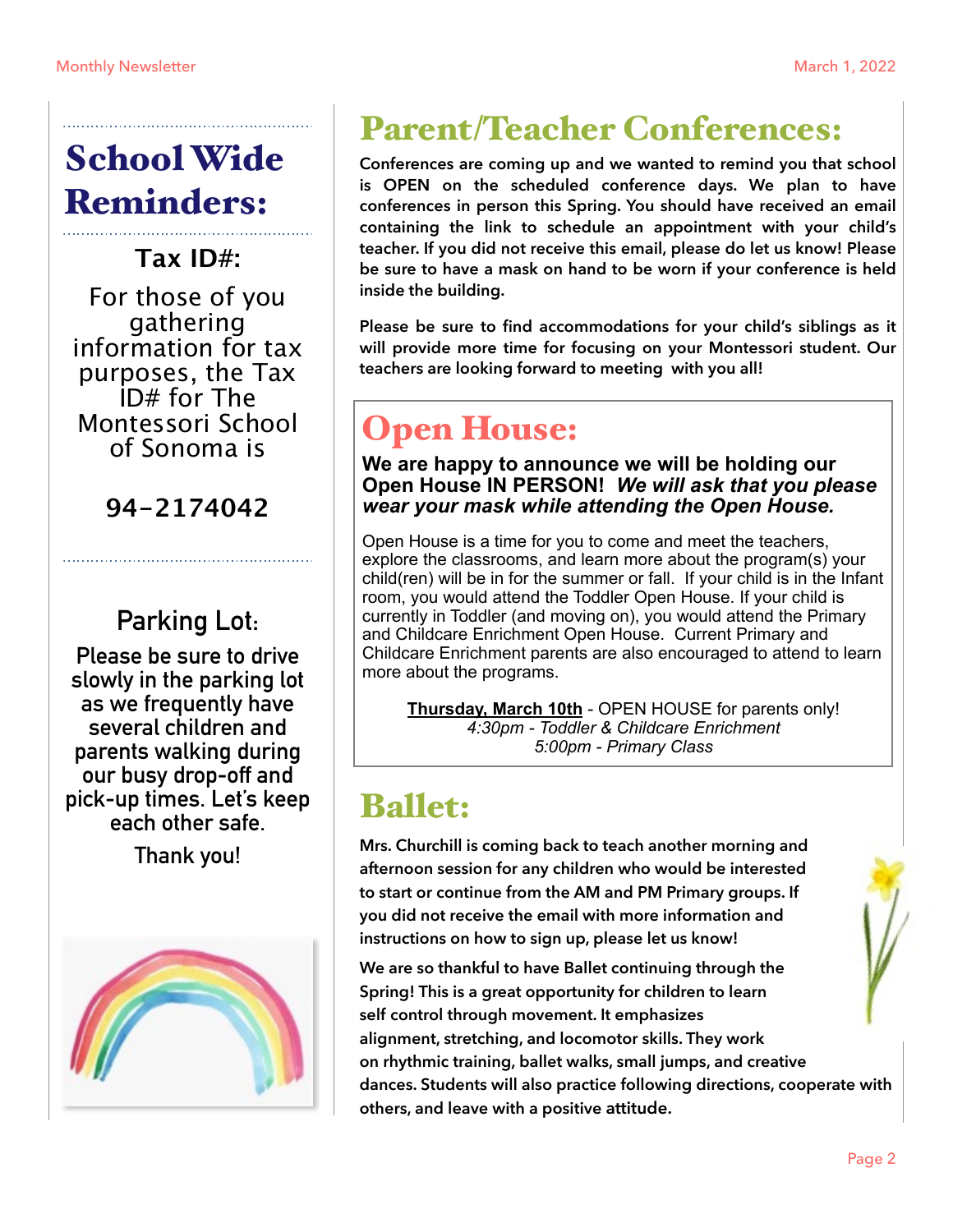# School Wide Reminders:

## Tax ID#:

For those of you gathering information for tax purposes, the Tax ID# for The Montessori School of Sonoma is

**94-2174042**

## Parking Lot:

Please be sure to drive slowly in the parking lot as we frequently have several children and parents walking during our busy drop-off and pick-up times. Let's keep each other safe.

Thank you!

# Parent/Teacher Conferences:

**Conferences are coming up and we wanted to remind you that school is OPEN on the scheduled conference days. We plan to have conferences in person this Spring. You should have received an email containing the link to schedule an appointment with your child's teacher. If you did not receive this email, please do let us know! Please be sure to have a mask on hand to be worn if your conference is held inside the building.**

**Please be sure to find accommodations for your child's siblings as it will provide more time for focusing on your Montessori student. Our teachers are looking forward to meeting with you all!**

# Open House:

**We are happy to announce we will be holding our Open House IN PERSON!** ***We will ask that you please wear your mask while attending the Open House.***

Open House is a time for you to come and meet the teachers, explore the classrooms, and learn more about the program(s) your child(ren) will be in for the summer or fall. If your child is in the Infant room, you would attend the Toddler Open House. If your child is currently in Toddler (and moving on), you would attend the Primary and Childcare Enrichment Open House. Current Primary and Childcare Enrichment parents are also encouraged to attend to learn more about the programs.

**Thursday, March 10th** - OPEN HOUSE for parents only!
*4:30pm - Toddler & Childcare Enrichment*
*5:00pm - Primary Class*

# Ballet:

**Mrs. Churchill is coming back to teach another morning and afternoon session for any children who would be interested to start or continue from the AM and PM Primary groups. If you did not receive the email with more information and instructions on how to sign up, please let us know!**

**We are so thankful to have Ballet continuing through the Spring! This is a great opportunity for children to learn self control through movement. It emphasizes alignment, stretching, and locomotor skills. They work on rhythmic training, ballet walks, small jumps, and creative dances. Students will also practice following directions, cooperate with others, and leave with a positive attitude.**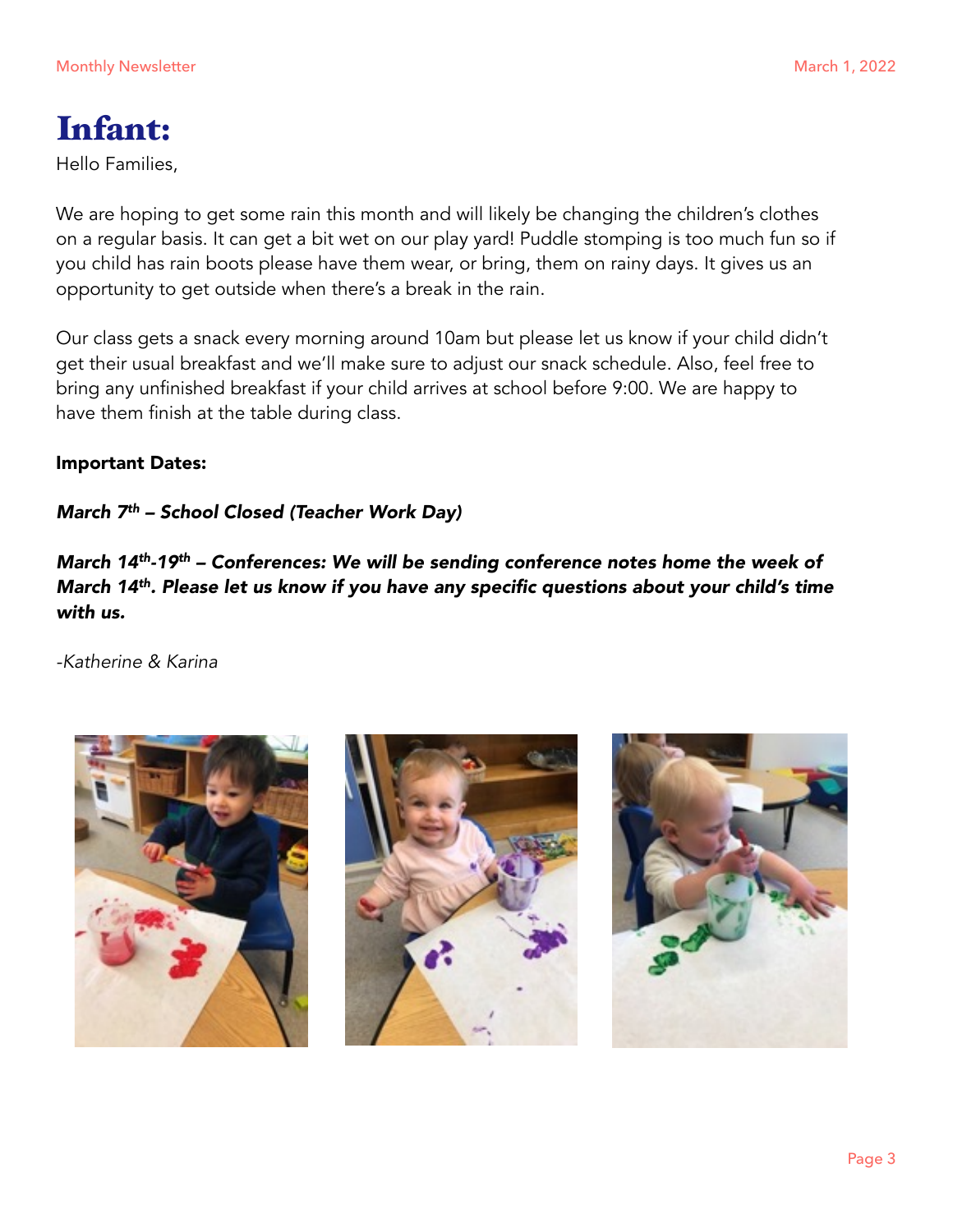# Infant:

Hello Families,

We are hoping to get some rain this month and will likely be changing the children's clothes on a regular basis. It can get a bit wet on our play yard! Puddle stomping is too much fun so if you child has rain boots please have them wear, or bring, them on rainy days. It gives us an opportunity to get outside when there's a break in the rain.

Our class gets a snack every morning around 10am but please let us know if your child didn't get their usual breakfast and we'll make sure to adjust our snack schedule. Also, feel free to bring any unfinished breakfast if your child arrives at school before 9:00. We are happy to have them finish at the table during class.

**Important Dates:**

***March 7th – School Closed (Teacher Work Day)***

***March 14th-19th – Conferences: We will be sending conference notes home the week of March 14th. Please let us know if you have any specific questions about your child's time with us.***

*-Katherine & Karina*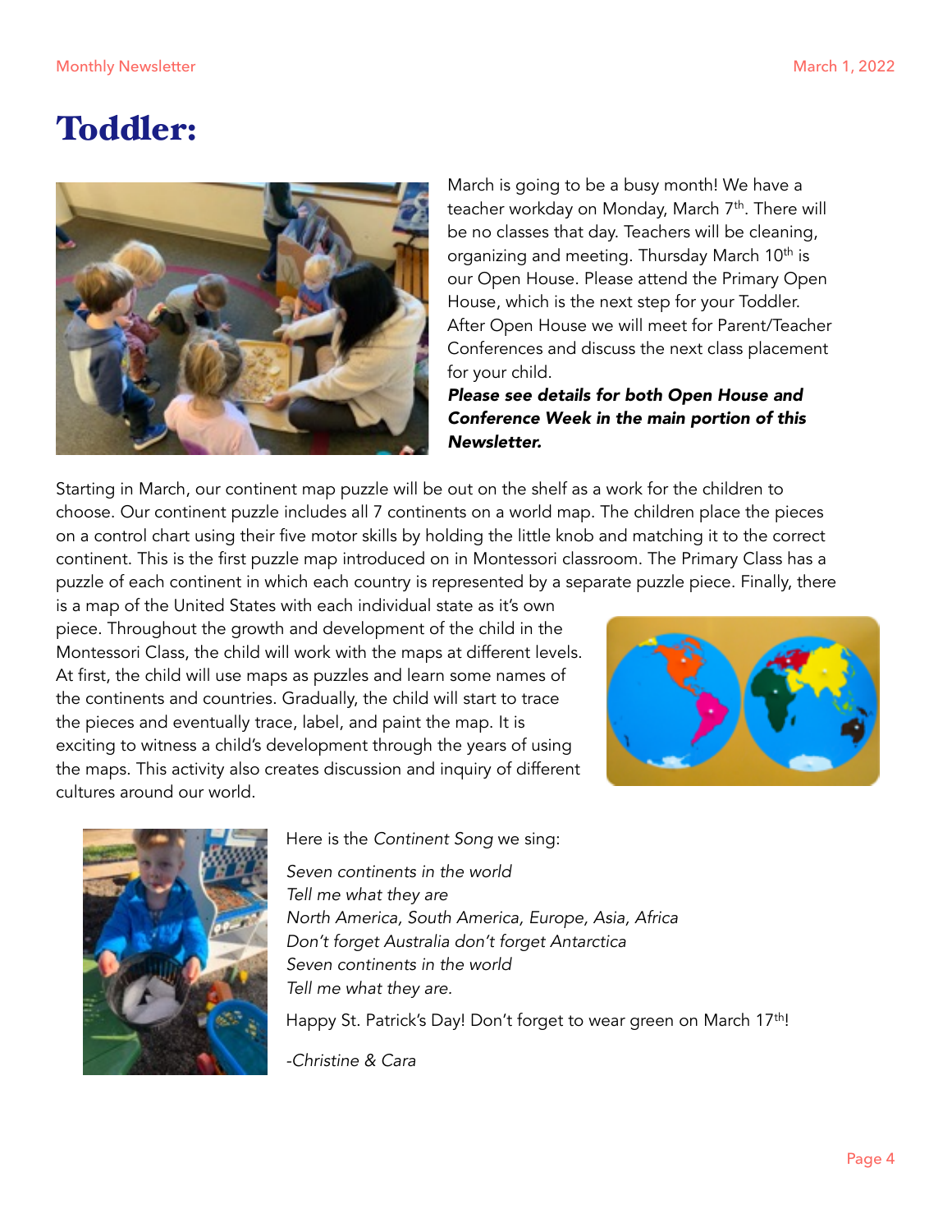# Toddler:

March is going to be a busy month! We have a teacher workday on Monday, March 7th. There will be no classes that day. Teachers will be cleaning, organizing and meeting. Thursday March 10th is our Open House. Please attend the Primary Open House, which is the next step for your Toddler. After Open House we will meet for Parent/Teacher Conferences and discuss the next class placement for your child.

***Please see details for both Open House and Conference Week in the main portion of this Newsletter.***

Starting in March, our continent map puzzle will be out on the shelf as a work for the children to choose. Our continent puzzle includes all 7 continents on a world map. The children place the pieces on a control chart using their five motor skills by holding the little knob and matching it to the correct continent. This is the first puzzle map introduced on in Montessori classroom. The Primary Class has a puzzle of each continent in which each country is represented by a separate puzzle piece. Finally, there is a map of the United States with each individual state as it's own piece. Throughout the growth and development of the child in the Montessori Class, the child will work with the maps at different levels. At first, the child will use maps as puzzles and learn some names of the continents and countries. Gradually, the child will start to trace the pieces and eventually trace, label, and paint the map. It is exciting to witness a child's development through the years of using the maps. This activity also creates discussion and inquiry of different cultures around our world.

Here is the *Continent Song* we sing:

*Seven continents in the world*
*Tell me what they are*
*North America, South America, Europe, Asia, Africa*
*Don't forget Australia don't forget Antarctica*
*Seven continents in the world*
*Tell me what they are.*

Happy St. Patrick's Day! Don't forget to wear green on March 17th!

*-Christine & Cara*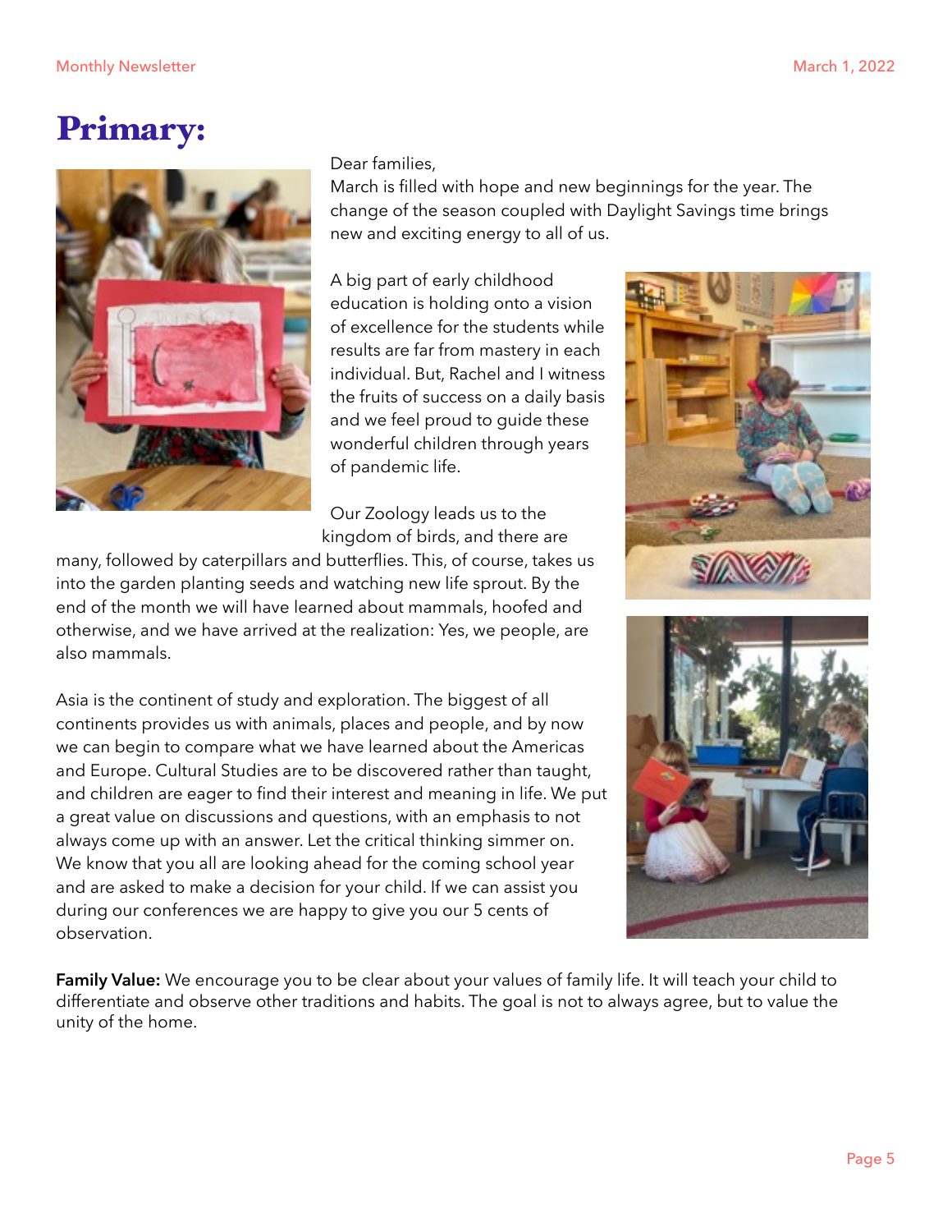# Primary:

Dear families,
March is filled with hope and new beginnings for the year. The change of the season coupled with Daylight Savings time brings new and exciting energy to all of us.

A big part of early childhood education is holding onto a vision of excellence for the students while results are far from mastery in each individual. But, Rachel and I witness the fruits of success on a daily basis and we feel proud to guide these wonderful children through years of pandemic life.

Our Zoology leads us to the kingdom of birds, and there are many, followed by caterpillars and butterflies. This, of course, takes us into the garden planting seeds and watching new life sprout. By the end of the month we will have learned about mammals, hoofed and otherwise, and we have arrived at the realization: Yes, we people, are also mammals.

Asia is the continent of study and exploration. The biggest of all continents provides us with animals, places and people, and by now we can begin to compare what we have learned about the Americas and Europe. Cultural Studies are to be discovered rather than taught, and children are eager to find their interest and meaning in life. We put a great value on discussions and questions, with an emphasis to not always come up with an answer. Let the critical thinking simmer on. We know that you all are looking ahead for the coming school year and are asked to make a decision for your child. If we can assist you during our conferences we are happy to give you our 5 cents of observation.

**Family Value:** We encourage you to be clear about your values of family life. It will teach your child to differentiate and observe other traditions and habits. The goal is not to always agree, but to value the unity of the home.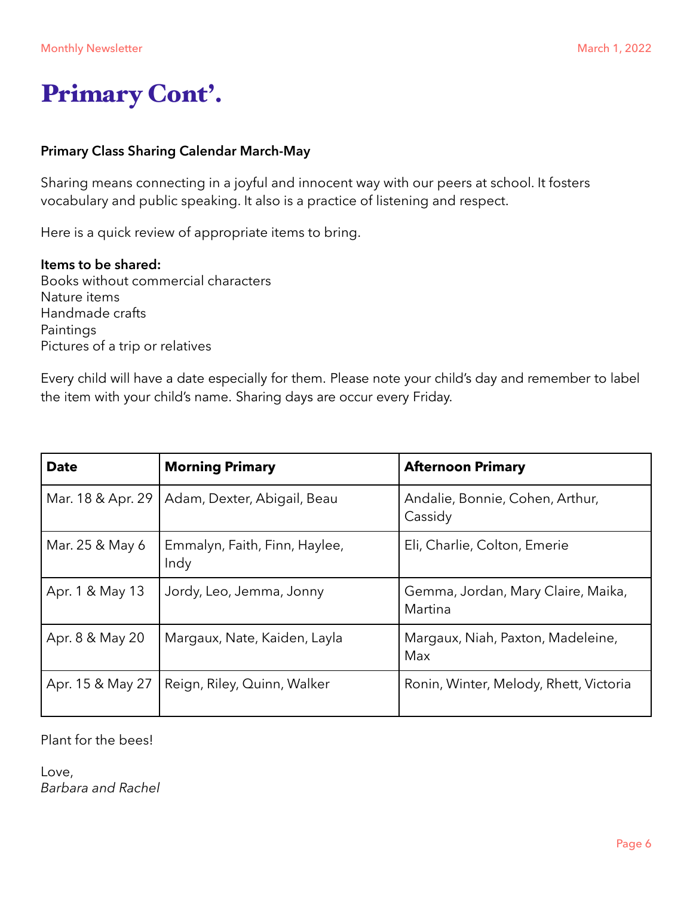# Primary Cont'.

**Primary Class Sharing Calendar March-May**

Sharing means connecting in a joyful and innocent way with our peers at school. It fosters vocabulary and public speaking. It also is a practice of listening and respect.

Here is a quick review of appropriate items to bring.

**Items to be shared:**
Books without commercial characters
Nature items
Handmade crafts
Paintings
Pictures of a trip or relatives

Every child will have a date especially for them. Please note your child's day and remember to label the item with your child's name. Sharing days are occur every Friday.

| **Date** | **Morning Primary** | **Afternoon Primary** |
|---|---|---|
| Mar. 18 & Apr. 29 | Adam, Dexter, Abigail, Beau | Andalie, Bonnie, Cohen, Arthur, Cassidy |
| Mar. 25 & May 6 | Emmalyn, Faith, Finn, Haylee, Indy | Eli, Charlie, Colton, Emerie |
| Apr. 1 & May 13 | Jordy, Leo, Jemma, Jonny | Gemma, Jordan, Mary Claire, Maika, Martina |
| Apr. 8 & May 20 | Margaux, Nate, Kaiden, Layla | Margaux, Niah, Paxton, Madeleine, Max |
| Apr. 15 & May 27 | Reign, Riley, Quinn, Walker | Ronin, Winter, Melody, Rhett, Victoria |

Plant for the bees!

Love,
*Barbara and Rachel*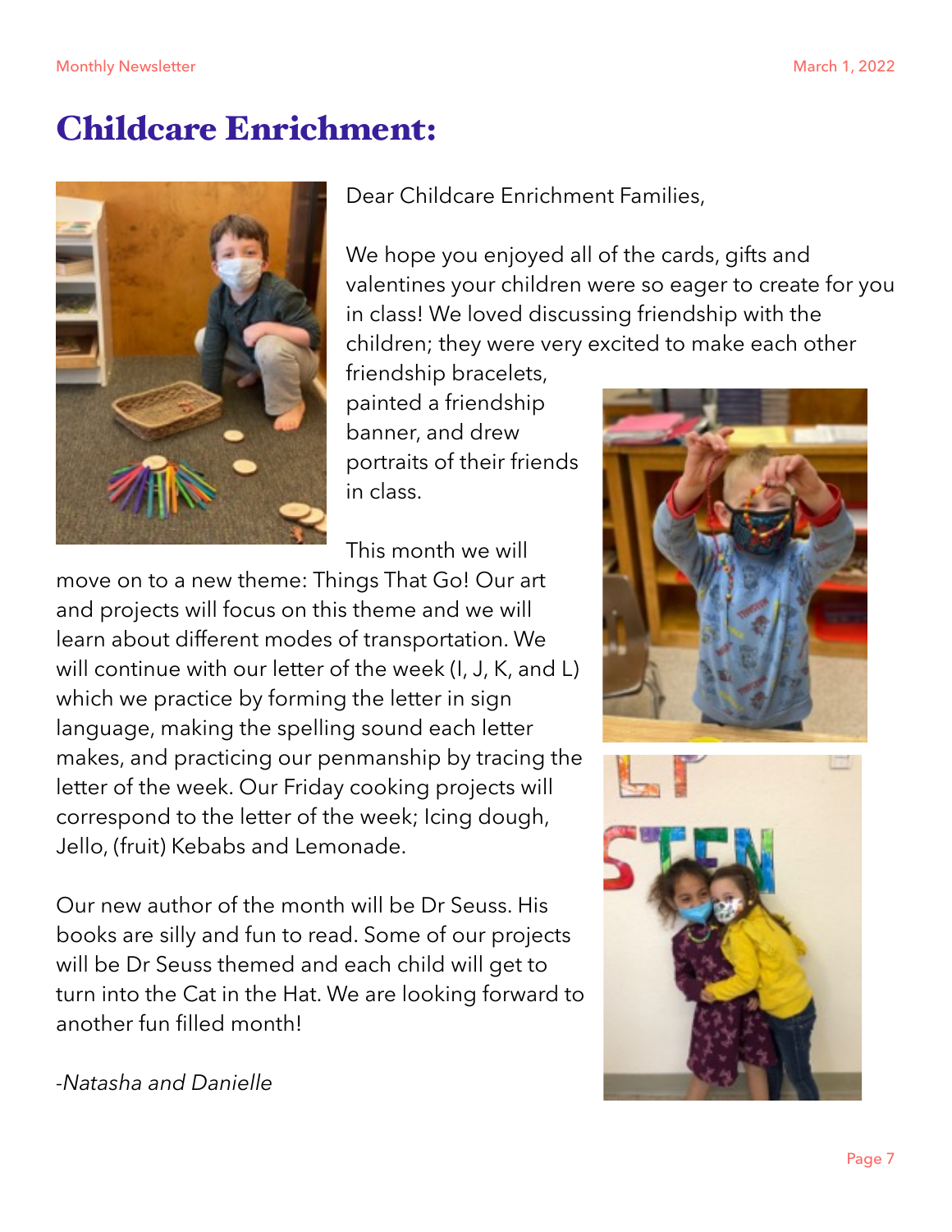# Childcare Enrichment:

Dear Childcare Enrichment Families,

We hope you enjoyed all of the cards, gifts and valentines your children were so eager to create for you in class! We loved discussing friendship with the children; they were very excited to make each other friendship bracelets, painted a friendship banner, and drew portraits of their friends in class.

This month we will move on to a new theme: Things That Go! Our art and projects will focus on this theme and we will learn about different modes of transportation. We will continue with our letter of the week (I, J, K, and L) which we practice by forming the letter in sign language, making the spelling sound each letter makes, and practicing our penmanship by tracing the letter of the week. Our Friday cooking projects will correspond to the letter of the week; Icing dough, Jello, (fruit) Kebabs and Lemonade.

Our new author of the month will be Dr Seuss. His books are silly and fun to read. Some of our projects will be Dr Seuss themed and each child will get to turn into the Cat in the Hat. We are looking forward to another fun filled month!

*-Natasha and Danielle*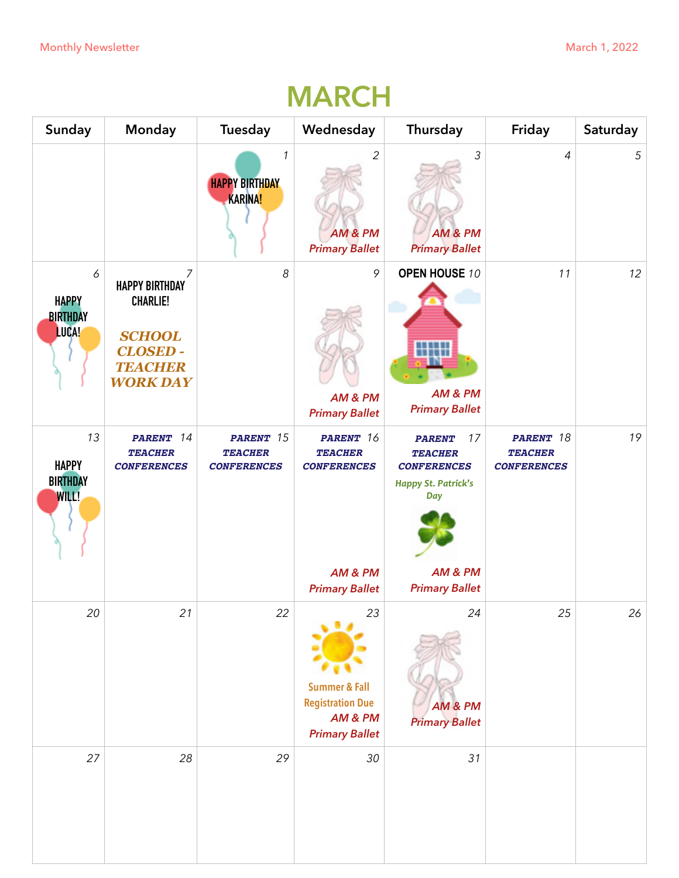# MARCH

| Sunday | Monday | Tuesday | Wednesday | Thursday | Friday | Saturday |
|---|---|---|---|---|---|---|
| | | 1 HAPPY BIRTHDAY KARINA! | 2 *AM & PM Primary Ballet* | 3 *AM & PM Primary Ballet* | 4 | 5 |
| 6 HAPPY BIRTHDAY LUCA! | 7 HAPPY BIRTHDAY CHARLIE! ***SCHOOL CLOSED - TEACHER WORK DAY*** | 8 | 9 *AM & PM Primary Ballet* | OPEN HOUSE 10 *AM & PM Primary Ballet* | 11 | 12 |
| 13 HAPPY BIRTHDAY WILL! | 14 ***PARENT TEACHER CONFERENCES*** | 15 ***PARENT TEACHER CONFERENCES*** | 16 ***PARENT TEACHER CONFERENCES*** *AM & PM Primary Ballet* | 17 ***PARENT TEACHER CONFERENCES*** *Happy St. Patrick's Day* *AM & PM Primary Ballet* | 18 ***PARENT TEACHER CONFERENCES*** | 19 |
| 20 | 21 | 22 | 23 Summer & Fall Registration Due *AM & PM Primary Ballet* | 24 *AM & PM Primary Ballet* | 25 | 26 |
| 27 | 28 | 29 | 30 | 31 | | |